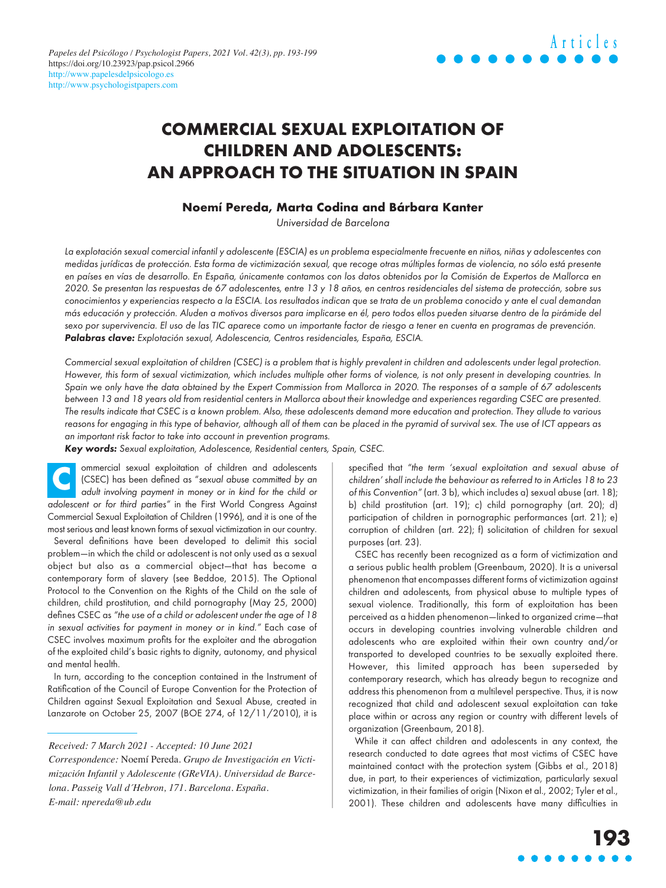# COMMERCIAL SEXUAL EXPLOITATION OF CHILDREN AND ADOLESCENTS: AN APPROACH TO THE SITUATION IN SPAIN

**Noemí Pereda, Marta Codina and Bárbara Kanter**

*Universidad de Barcelona*

*La explotación sexual comercial infantil y adolescente (ESCIA) es un problema especialmente frecuente en niños, niñas y adolescentes con medidas jurídicas de protección. Esta forma de victimización sexual, que recoge otras múltiples formas de violencia, no sólo está presente en países en vías de desarrollo. En España, únicamente contamos con los datos obtenidos por la Comisión de Expertos de Mallorca en 2020. Se presentan las respuestas de 67 adolescentes, entre 13 y 18 años, en centros residenciales del sistema de protección, sobre sus conocimientos y experiencias respecto a la ESCIA. Los resultados indican que se trata de un problema conocido y ante el cual demandan más educación y protección. Aluden a motivos diversos para implicarse en él, pero todos ellos pueden situarse dentro de la pirámide del sexo por supervivencia. El uso de las TIC aparece como un importante factor de riesgo a tener en cuenta en programas de prevención.*

***Palabras clave:*** *Explotación sexual, Adolescencia, Centros residenciales, España, ESCIA.*

*Commercial sexual exploitation of children (CSEC) is a problem that is highly prevalent in children and adolescents under legal protection. However, this form of sexual victimization, which includes multiple other forms of violence, is not only present in developing countries. In Spain we only have the data obtained by the Expert Commission from Mallorca in 2020. The responses of a sample of 67 adolescents between 13 and 18 years old from residential centers in Mallorca about their knowledge and experiences regarding CSEC are presented. The results indicate that CSEC is a known problem. Also, these adolescents demand more education and protection. They allude to various reasons for engaging in this type of behavior, although all of them can be placed in the pyramid of survival sex. The use of ICT appears as an important risk factor to take into account in prevention programs.*

***Key words:*** *Sexual exploitation, Adolescence, Residential centers, Spain, CSEC.*

Commercial sexual exploitation of children and adolescents (CSEC) has been defined as "*sexual abuse committed by an adult involving payment in money or in kind for the child or adolescent or for third parties*" in the First World Congress Against Commercial Sexual Exploitation of Children (1996), and it is one of the most serious and least known forms of sexual victimization in our country.

Several definitions have been developed to delimit this social problem—in which the child or adolescent is not only used as a sexual object but also as a commercial object—that has become a contemporary form of slavery (see Beddoe, 2015). The Optional Protocol to the Convention on the Rights of the Child on the sale of children, child prostitution, and child pornography (May 25, 2000) defines CSEC as *"the use of a child or adolescent under the age of 18 in sexual activities for payment in money or in kind."* Each case of CSEC involves maximum profits for the exploiter and the abrogation of the exploited child's basic rights to dignity, autonomy, and physical and mental health.

In turn, according to the conception contained in the Instrument of Ratification of the Council of Europe Convention for the Protection of Children against Sexual Exploitation and Sexual Abuse, created in Lanzarote on October 25, 2007 (BOE 274, of 12/11/2010), it is specified that *"the term 'sexual exploitation and sexual abuse of children' shall include the behaviour as referred to in Articles 18 to 23 of this Convention"* (art. 3 b), which includes a) sexual abuse (art. 18); b) child prostitution (art. 19); c) child pornography (art. 20); d) participation of children in pornographic performances (art. 21); e) corruption of children (art. 22); f) solicitation of children for sexual purposes (art. 23).

CSEC has recently been recognized as a form of victimization and a serious public health problem (Greenbaum, 2020). It is a universal phenomenon that encompasses different forms of victimization against children and adolescents, from physical abuse to multiple types of sexual violence. Traditionally, this form of exploitation has been perceived as a hidden phenomenon—linked to organized crime—that occurs in developing countries involving vulnerable children and adolescents who are exploited within their own country and/or transported to developed countries to be sexually exploited there. However, this limited approach has been superseded by contemporary research, which has already begun to recognize and address this phenomenon from a multilevel perspective. Thus, it is now recognized that child and adolescent sexual exploitation can take place within or across any region or country with different levels of organization (Greenbaum, 2018).

While it can affect children and adolescents in any context, the research conducted to date agrees that most victims of CSEC have maintained contact with the protection system (Gibbs et al., 2018) due, in part, to their experiences of victimization, particularly sexual victimization, in their families of origin (Nixon et al., 2002; Tyler et al., 2001). These children and adolescents have many difficulties in

*Received: 7 March 2021 - Accepted: 10 June 2021*

*Correspondence:* Noemí Pereda. *Grupo de Investigación en Victimización Infantil y Adolescente (GReVIA). Universidad de Barcelona. Passeig Vall d´Hebron, 171. Barcelona. España. E-mail: npereda@ub.edu*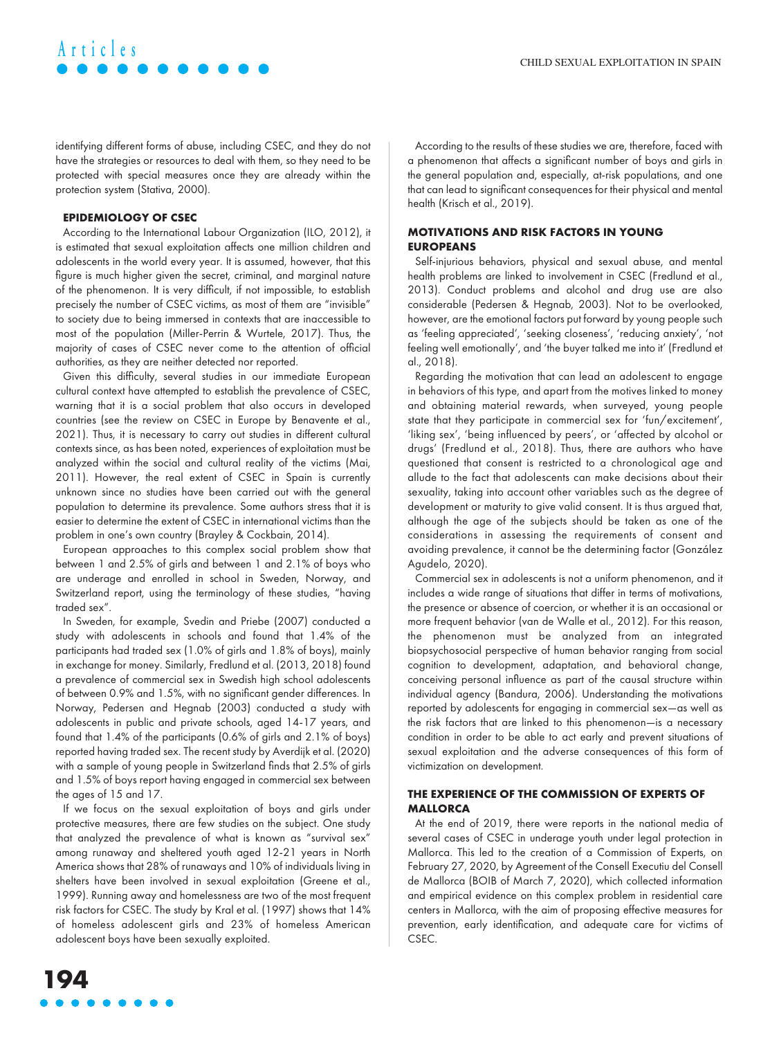identifying different forms of abuse, including CSEC, and they do not have the strategies or resources to deal with them, so they need to be protected with special measures once they are already within the protection system (Stativa, 2000).

## EPIDEMIOLOGY OF CSEC

According to the International Labour Organization (ILO, 2012), it is estimated that sexual exploitation affects one million children and adolescents in the world every year. It is assumed, however, that this figure is much higher given the secret, criminal, and marginal nature of the phenomenon. It is very difficult, if not impossible, to establish precisely the number of CSEC victims, as most of them are "invisible" to society due to being immersed in contexts that are inaccessible to most of the population (Miller-Perrin & Wurtele, 2017). Thus, the majority of cases of CSEC never come to the attention of official authorities, as they are neither detected nor reported.

Given this difficulty, several studies in our immediate European cultural context have attempted to establish the prevalence of CSEC, warning that it is a social problem that also occurs in developed countries (see the review on CSEC in Europe by Benavente et al., 2021). Thus, it is necessary to carry out studies in different cultural contexts since, as has been noted, experiences of exploitation must be analyzed within the social and cultural reality of the victims (Mai, 2011). However, the real extent of CSEC in Spain is currently unknown since no studies have been carried out with the general population to determine its prevalence. Some authors stress that it is easier to determine the extent of CSEC in international victims than the problem in one's own country (Brayley & Cockbain, 2014).

European approaches to this complex social problem show that between 1 and 2.5% of girls and between 1 and 2.1% of boys who are underage and enrolled in school in Sweden, Norway, and Switzerland report, using the terminology of these studies, "having traded sex".

In Sweden, for example, Svedin and Priebe (2007) conducted a study with adolescents in schools and found that 1.4% of the participants had traded sex (1.0% of girls and 1.8% of boys), mainly in exchange for money. Similarly, Fredlund et al. (2013, 2018) found a prevalence of commercial sex in Swedish high school adolescents of between 0.9% and 1.5%, with no significant gender differences. In Norway, Pedersen and Hegnab (2003) conducted a study with adolescents in public and private schools, aged 14-17 years, and found that 1.4% of the participants (0.6% of girls and 2.1% of boys) reported having traded sex. The recent study by Averdijk et al. (2020) with a sample of young people in Switzerland finds that 2.5% of girls and 1.5% of boys report having engaged in commercial sex between the ages of 15 and 17.

If we focus on the sexual exploitation of boys and girls under protective measures, there are few studies on the subject. One study that analyzed the prevalence of what is known as "survival sex" among runaway and sheltered youth aged 12-21 years in North America shows that 28% of runaways and 10% of individuals living in shelters have been involved in sexual exploitation (Greene et al., 1999). Running away and homelessness are two of the most frequent risk factors for CSEC. The study by Kral et al. (1997) shows that 14% of homeless adolescent girls and 23% of homeless American adolescent boys have been sexually exploited.

According to the results of these studies we are, therefore, faced with a phenomenon that affects a significant number of boys and girls in the general population and, especially, at-risk populations, and one that can lead to significant consequences for their physical and mental health (Krisch et al., 2019).

## MOTIVATIONS AND RISK FACTORS IN YOUNG EUROPEANS

Self-injurious behaviors, physical and sexual abuse, and mental health problems are linked to involvement in CSEC (Fredlund et al., 2013). Conduct problems and alcohol and drug use are also considerable (Pedersen & Hegnab, 2003). Not to be overlooked, however, are the emotional factors put forward by young people such as 'feeling appreciated', 'seeking closeness', 'reducing anxiety', 'not feeling well emotionally', and 'the buyer talked me into it' (Fredlund et al., 2018).

Regarding the motivation that can lead an adolescent to engage in behaviors of this type, and apart from the motives linked to money and obtaining material rewards, when surveyed, young people state that they participate in commercial sex for 'fun/excitement', 'liking sex', 'being influenced by peers', or 'affected by alcohol or drugs' (Fredlund et al., 2018). Thus, there are authors who have questioned that consent is restricted to a chronological age and allude to the fact that adolescents can make decisions about their sexuality, taking into account other variables such as the degree of development or maturity to give valid consent. It is thus argued that, although the age of the subjects should be taken as one of the considerations in assessing the requirements of consent and avoiding prevalence, it cannot be the determining factor (González Agudelo, 2020).

Commercial sex in adolescents is not a uniform phenomenon, and it includes a wide range of situations that differ in terms of motivations, the presence or absence of coercion, or whether it is an occasional or more frequent behavior (van de Walle et al., 2012). For this reason, the phenomenon must be analyzed from an integrated biopsychosocial perspective of human behavior ranging from social cognition to development, adaptation, and behavioral change, conceiving personal influence as part of the causal structure within individual agency (Bandura, 2006). Understanding the motivations reported by adolescents for engaging in commercial sex—as well as the risk factors that are linked to this phenomenon—is a necessary condition in order to be able to act early and prevent situations of sexual exploitation and the adverse consequences of this form of victimization on development.

## THE EXPERIENCE OF THE COMMISSION OF EXPERTS OF MALLORCA

At the end of 2019, there were reports in the national media of several cases of CSEC in underage youth under legal protection in Mallorca. This led to the creation of a Commission of Experts, on February 27, 2020, by Agreement of the Consell Executiu del Consell de Mallorca (BOIB of March 7, 2020), which collected information and empirical evidence on this complex problem in residential care centers in Mallorca, with the aim of proposing effective measures for prevention, early identification, and adequate care for victims of CSEC.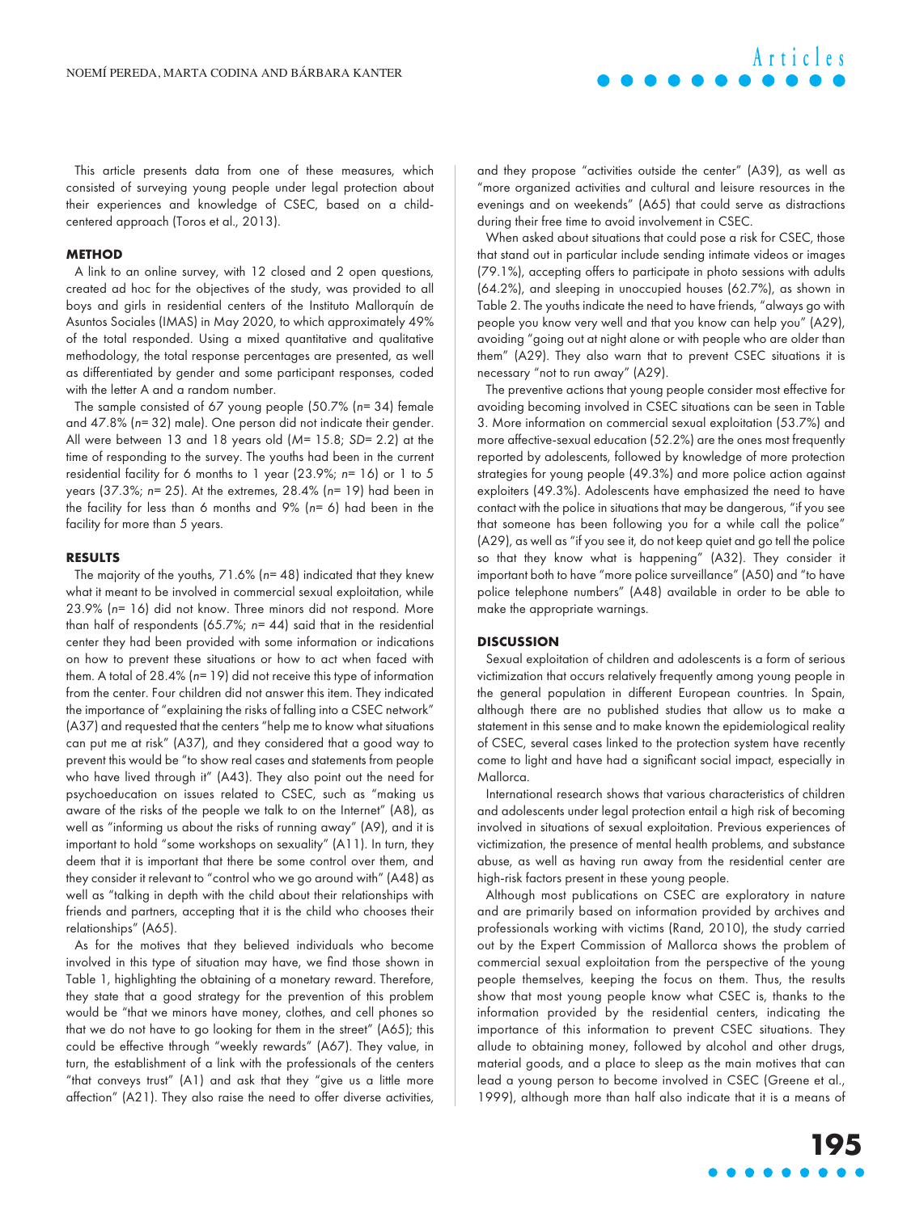This article presents data from one of these measures, which consisted of surveying young people under legal protection about their experiences and knowledge of CSEC, based on a child-centered approach (Toros et al., 2013).

## METHOD

A link to an online survey, with 12 closed and 2 open questions, created ad hoc for the objectives of the study, was provided to all boys and girls in residential centers of the Instituto Mallorquín de Asuntos Sociales (IMAS) in May 2020, to which approximately 49% of the total responded. Using a mixed quantitative and qualitative methodology, the total response percentages are presented, as well as differentiated by gender and some participant responses, coded with the letter A and a random number.

The sample consisted of 67 young people (50.7% (*n*= 34) female and 47.8% (*n*= 32) male). One person did not indicate their gender. All were between 13 and 18 years old (*M*= 15.8; *SD*= 2.2) at the time of responding to the survey. The youths had been in the current residential facility for 6 months to 1 year (23.9%; *n*= 16) or 1 to 5 years (37.3%; *n*= 25). At the extremes, 28.4% (*n*= 19) had been in the facility for less than 6 months and 9% (*n*= 6) had been in the facility for more than 5 years.

## RESULTS

The majority of the youths, 71.6% (*n*= 48) indicated that they knew what it meant to be involved in commercial sexual exploitation, while 23.9% (*n*= 16) did not know. Three minors did not respond. More than half of respondents (65.7%; *n*= 44) said that in the residential center they had been provided with some information or indications on how to prevent these situations or how to act when faced with them. A total of 28.4% (*n*= 19) did not receive this type of information from the center. Four children did not answer this item. They indicated the importance of "explaining the risks of falling into a CSEC network" (A37) and requested that the centers "help me to know what situations can put me at risk" (A37), and they considered that a good way to prevent this would be "to show real cases and statements from people who have lived through it" (A43). They also point out the need for psychoeducation on issues related to CSEC, such as "making us aware of the risks of the people we talk to on the Internet" (A8), as well as "informing us about the risks of running away" (A9), and it is important to hold "some workshops on sexuality" (A11). In turn, they deem that it is important that there be some control over them, and they consider it relevant to "control who we go around with" (A48) as well as "talking in depth with the child about their relationships with friends and partners, accepting that it is the child who chooses their relationships" (A65).

As for the motives that they believed individuals who become involved in this type of situation may have, we find those shown in Table 1, highlighting the obtaining of a monetary reward. Therefore, they state that a good strategy for the prevention of this problem would be "that we minors have money, clothes, and cell phones so that we do not have to go looking for them in the street" (A65); this could be effective through "weekly rewards" (A67). They value, in turn, the establishment of a link with the professionals of the centers "that conveys trust" (A1) and ask that they "give us a little more affection" (A21). They also raise the need to offer diverse activities, and they propose "activities outside the center" (A39), as well as "more organized activities and cultural and leisure resources in the evenings and on weekends" (A65) that could serve as distractions during their free time to avoid involvement in CSEC.

When asked about situations that could pose a risk for CSEC, those that stand out in particular include sending intimate videos or images (79.1%), accepting offers to participate in photo sessions with adults (64.2%), and sleeping in unoccupied houses (62.7%), as shown in Table 2. The youths indicate the need to have friends, "always go with people you know very well and that you know can help you" (A29), avoiding "going out at night alone or with people who are older than them" (A29). They also warn that to prevent CSEC situations it is necessary "not to run away" (A29).

The preventive actions that young people consider most effective for avoiding becoming involved in CSEC situations can be seen in Table 3. More information on commercial sexual exploitation (53.7%) and more affective-sexual education (52.2%) are the ones most frequently reported by adolescents, followed by knowledge of more protection strategies for young people (49.3%) and more police action against exploiters (49.3%). Adolescents have emphasized the need to have contact with the police in situations that may be dangerous, "if you see that someone has been following you for a while call the police" (A29), as well as "if you see it, do not keep quiet and go tell the police so that they know what is happening" (A32). They consider it important both to have "more police surveillance" (A50) and "to have police telephone numbers" (A48) available in order to be able to make the appropriate warnings.

## DISCUSSION

Sexual exploitation of children and adolescents is a form of serious victimization that occurs relatively frequently among young people in the general population in different European countries. In Spain, although there are no published studies that allow us to make a statement in this sense and to make known the epidemiological reality of CSEC, several cases linked to the protection system have recently come to light and have had a significant social impact, especially in Mallorca.

International research shows that various characteristics of children and adolescents under legal protection entail a high risk of becoming involved in situations of sexual exploitation. Previous experiences of victimization, the presence of mental health problems, and substance abuse, as well as having run away from the residential center are high-risk factors present in these young people.

Although most publications on CSEC are exploratory in nature and are primarily based on information provided by archives and professionals working with victims (Rand, 2010), the study carried out by the Expert Commission of Mallorca shows the problem of commercial sexual exploitation from the perspective of the young people themselves, keeping the focus on them. Thus, the results show that most young people know what CSEC is, thanks to the information provided by the residential centers, indicating the importance of this information to prevent CSEC situations. They allude to obtaining money, followed by alcohol and other drugs, material goods, and a place to sleep as the main motives that can lead a young person to become involved in CSEC (Greene et al., 1999), although more than half also indicate that it is a means of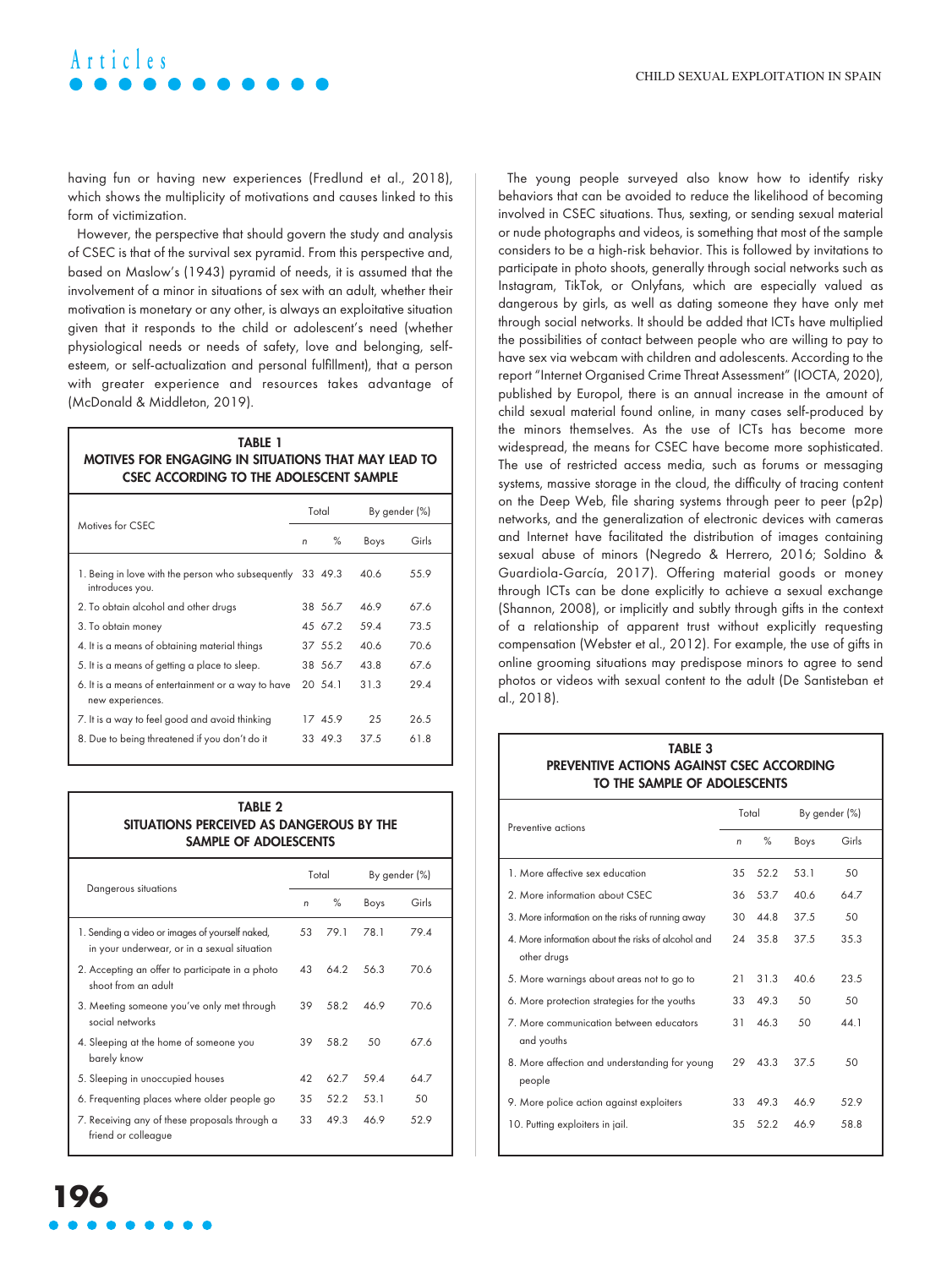having fun or having new experiences (Fredlund et al., 2018), which shows the multiplicity of motivations and causes linked to this form of victimization.

However, the perspective that should govern the study and analysis of CSEC is that of the survival sex pyramid. From this perspective and, based on Maslow's (1943) pyramid of needs, it is assumed that the involvement of a minor in situations of sex with an adult, whether their motivation is monetary or any other, is always an exploitative situation given that it responds to the child or adolescent's need (whether physiological needs or needs of safety, love and belonging, self-esteem, or self-actualization and personal fulfillment), that a person with greater experience and resources takes advantage of (McDonald & Middleton, 2019).

**TABLE 1**
**MOTIVES FOR ENGAGING IN SITUATIONS THAT MAY LEAD TO CSEC ACCORDING TO THE ADOLESCENT SAMPLE**

| Motives for CSEC | Total | | By gender (%) | |
|---|---|---|---|---|
| | *n* | % | Boys | Girls |
| 1. Being in love with the person who subsequently introduces you. | 33 | 49.3 | 40.6 | 55.9 |
| 2. To obtain alcohol and other drugs | 38 | 56.7 | 46.9 | 67.6 |
| 3. To obtain money | 45 | 67.2 | 59.4 | 73.5 |
| 4. It is a means of obtaining material things | 37 | 55.2 | 40.6 | 70.6 |
| 5. It is a means of getting a place to sleep. | 38 | 56.7 | 43.8 | 67.6 |
| 6. It is a means of entertainment or a way to have new experiences. | 20 | 54.1 | 31.3 | 29.4 |
| 7. It is a way to feel good and avoid thinking | 17 | 45.9 | 25 | 26.5 |
| 8. Due to being threatened if you don't do it | 33 | 49.3 | 37.5 | 61.8 |

**TABLE 2**
**SITUATIONS PERCEIVED AS DANGEROUS BY THE SAMPLE OF ADOLESCENTS**

| Dangerous situations | Total | | By gender (%) | |
|---|---|---|---|---|
| | *n* | % | Boys | Girls |
| 1. Sending a video or images of yourself naked, in your underwear, or in a sexual situation | 53 | 79.1 | 78.1 | 79.4 |
| 2. Accepting an offer to participate in a photo shoot from an adult | 43 | 64.2 | 56.3 | 70.6 |
| 3. Meeting someone you've only met through social networks | 39 | 58.2 | 46.9 | 70.6 |
| 4. Sleeping at the home of someone you barely know | 39 | 58.2 | 50 | 67.6 |
| 5. Sleeping in unoccupied houses | 42 | 62.7 | 59.4 | 64.7 |
| 6. Frequenting places where older people go | 35 | 52.2 | 53.1 | 50 |
| 7. Receiving any of these proposals through a friend or colleague | 33 | 49.3 | 46.9 | 52.9 |

The young people surveyed also know how to identify risky behaviors that can be avoided to reduce the likelihood of becoming involved in CSEC situations. Thus, sexting, or sending sexual material or nude photographs and videos, is something that most of the sample considers to be a high-risk behavior. This is followed by invitations to participate in photo shoots, generally through social networks such as Instagram, TikTok, or Onlyfans, which are especially valued as dangerous by girls, as well as dating someone they have only met through social networks. It should be added that ICTs have multiplied the possibilities of contact between people who are willing to pay to have sex via webcam with children and adolescents. According to the report "Internet Organised Crime Threat Assessment" (IOCTA, 2020), published by Europol, there is an annual increase in the amount of child sexual material found online, in many cases self-produced by the minors themselves. As the use of ICTs has become more widespread, the means for CSEC have become more sophisticated. The use of restricted access media, such as forums or messaging systems, massive storage in the cloud, the difficulty of tracing content on the Deep Web, file sharing systems through peer to peer (p2p) networks, and the generalization of electronic devices with cameras and Internet have facilitated the distribution of images containing sexual abuse of minors (Negredo & Herrero, 2016; Soldino & Guardiola-García, 2017). Offering material goods or money through ICTs can be done explicitly to achieve a sexual exchange (Shannon, 2008), or implicitly and subtly through gifts in the context of a relationship of apparent trust without explicitly requesting compensation (Webster et al., 2012). For example, the use of gifts in online grooming situations may predispose minors to agree to send photos or videos with sexual content to the adult (De Santisteban et al., 2018).

**TABLE 3**
**PREVENTIVE ACTIONS AGAINST CSEC ACCORDING TO THE SAMPLE OF ADOLESCENTS**

| Preventive actions | Total | | By gender (%) | |
|---|---|---|---|---|
| | *n* | % | Boys | Girls |
| 1. More affective sex education | 35 | 52.2 | 53.1 | 50 |
| 2. More information about CSEC | 36 | 53.7 | 40.6 | 64.7 |
| 3. More information on the risks of running away | 30 | 44.8 | 37.5 | 50 |
| 4. More information about the risks of alcohol and other drugs | 24 | 35.8 | 37.5 | 35.3 |
| 5. More warnings about areas not to go to | 21 | 31.3 | 40.6 | 23.5 |
| 6. More protection strategies for the youths | 33 | 49.3 | 50 | 50 |
| 7. More communication between educators and youths | 31 | 46.3 | 50 | 44.1 |
| 8. More affection and understanding for young people | 29 | 43.3 | 37.5 | 50 |
| 9. More police action against exploiters | 33 | 49.3 | 46.9 | 52.9 |
| 10. Putting exploiters in jail. | 35 | 52.2 | 46.9 | 58.8 |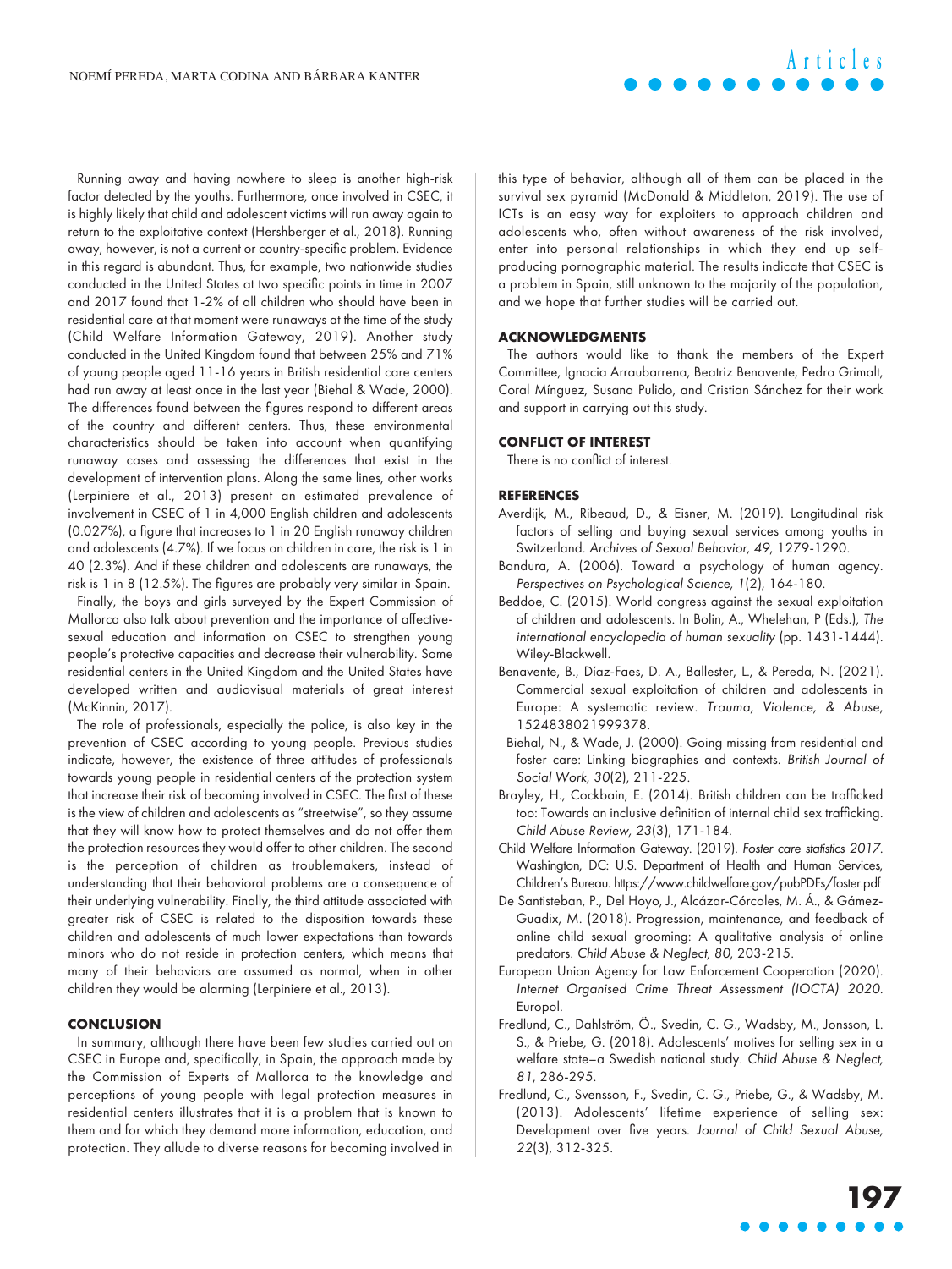Running away and having nowhere to sleep is another high-risk factor detected by the youths. Furthermore, once involved in CSEC, it is highly likely that child and adolescent victims will run away again to return to the exploitative context (Hershberger et al., 2018). Running away, however, is not a current or country-specific problem. Evidence in this regard is abundant. Thus, for example, two nationwide studies conducted in the United States at two specific points in time in 2007 and 2017 found that 1-2% of all children who should have been in residential care at that moment were runaways at the time of the study (Child Welfare Information Gateway, 2019). Another study conducted in the United Kingdom found that between 25% and 71% of young people aged 11-16 years in British residential care centers had run away at least once in the last year (Biehal & Wade, 2000). The differences found between the figures respond to different areas of the country and different centers. Thus, these environmental characteristics should be taken into account when quantifying runaway cases and assessing the differences that exist in the development of intervention plans. Along the same lines, other works (Lerpiniere et al., 2013) present an estimated prevalence of involvement in CSEC of 1 in 4,000 English children and adolescents (0.027%), a figure that increases to 1 in 20 English runaway children and adolescents (4.7%). If we focus on children in care, the risk is 1 in 40 (2.3%). And if these children and adolescents are runaways, the risk is 1 in 8 (12.5%). The figures are probably very similar in Spain.

Finally, the boys and girls surveyed by the Expert Commission of Mallorca also talk about prevention and the importance of affective-sexual education and information on CSEC to strengthen young people's protective capacities and decrease their vulnerability. Some residential centers in the United Kingdom and the United States have developed written and audiovisual materials of great interest (McKinnin, 2017).

The role of professionals, especially the police, is also key in the prevention of CSEC according to young people. Previous studies indicate, however, the existence of three attitudes of professionals towards young people in residential centers of the protection system that increase their risk of becoming involved in CSEC. The first of these is the view of children and adolescents as "streetwise", so they assume that they will know how to protect themselves and do not offer them the protection resources they would offer to other children. The second is the perception of children as troublemakers, instead of understanding that their behavioral problems are a consequence of their underlying vulnerability. Finally, the third attitude associated with greater risk of CSEC is related to the disposition towards these children and adolescents of much lower expectations than towards minors who do not reside in protection centers, which means that many of their behaviors are assumed as normal, when in other children they would be alarming (Lerpiniere et al., 2013).

## CONCLUSION

In summary, although there have been few studies carried out on CSEC in Europe and, specifically, in Spain, the approach made by the Commission of Experts of Mallorca to the knowledge and perceptions of young people with legal protection measures in residential centers illustrates that it is a problem that is known to them and for which they demand more information, education, and protection. They allude to diverse reasons for becoming involved in this type of behavior, although all of them can be placed in the survival sex pyramid (McDonald & Middleton, 2019). The use of ICTs is an easy way for exploiters to approach children and adolescents who, often without awareness of the risk involved, enter into personal relationships in which they end up self-producing pornographic material. The results indicate that CSEC is a problem in Spain, still unknown to the majority of the population, and we hope that further studies will be carried out.

## ACKNOWLEDGMENTS

The authors would like to thank the members of the Expert Committee, Ignacia Arraubarrena, Beatriz Benavente, Pedro Grimalt, Coral Mínguez, Susana Pulido, and Cristian Sánchez for their work and support in carrying out this study.

## CONFLICT OF INTEREST

There is no conflict of interest.

## REFERENCES

Averdijk, M., Ribeaud, D., & Eisner, M. (2019). Longitudinal risk factors of selling and buying sexual services among youths in Switzerland. *Archives of Sexual Behavior, 49*, 1279-1290.

Bandura, A. (2006). Toward a psychology of human agency. *Perspectives on Psychological Science, 1*(2), 164-180.

Beddoe, C. (2015). World congress against the sexual exploitation of children and adolescents. In Bolin, A., Whelehan, P (Eds.), *The international encyclopedia of human sexuality* (pp. 1431-1444). Wiley-Blackwell.

Benavente, B., Díaz-Faes, D. A., Ballester, L., & Pereda, N. (2021). Commercial sexual exploitation of children and adolescents in Europe: A systematic review. *Trauma, Violence, & Abuse*, 1524838021999378.

Biehal, N., & Wade, J. (2000). Going missing from residential and foster care: Linking biographies and contexts. *British Journal of Social Work, 30*(2), 211-225.

Brayley, H., Cockbain, E. (2014). British children can be trafficked too: Towards an inclusive definition of internal child sex trafficking. *Child Abuse Review, 23*(3), 171-184.

Child Welfare Information Gateway. (2019). *Foster care statistics 2017*. Washington, DC: U.S. Department of Health and Human Services, Children's Bureau. https://www.childwelfare.gov/pubPDFs/foster.pdf

De Santisteban, P., Del Hoyo, J., Alcázar-Córcoles, M. Á., & Gámez-Guadix, M. (2018). Progression, maintenance, and feedback of online child sexual grooming: A qualitative analysis of online predators. *Child Abuse & Neglect, 80*, 203-215.

European Union Agency for Law Enforcement Cooperation (2020). *Internet Organised Crime Threat Assessment (IOCTA) 2020*. Europol.

Fredlund, C., Dahlström, Ö., Svedin, C. G., Wadsby, M., Jonsson, L. S., & Priebe, G. (2018). Adolescents' motives for selling sex in a welfare state—a Swedish national study. *Child Abuse & Neglect, 81*, 286-295.

Fredlund, C., Svensson, F., Svedin, C. G., Priebe, G., & Wadsby, M. (2013). Adolescents' lifetime experience of selling sex: Development over five years. *Journal of Child Sexual Abuse, 22*(3), 312-325.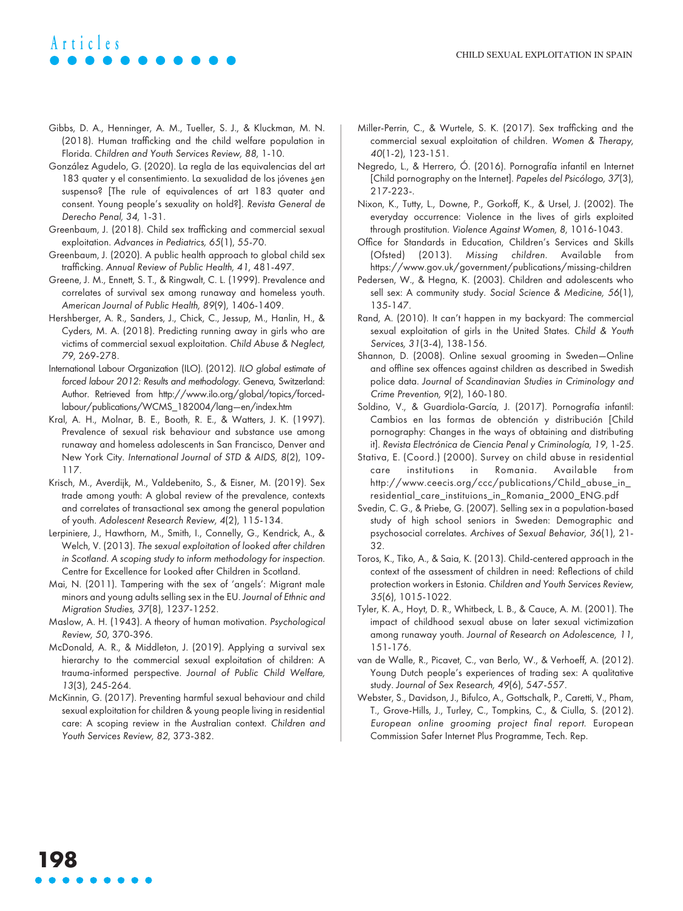Gibbs, D. A., Henninger, A. M., Tueller, S. J., & Kluckman, M. N. (2018). Human trafficking and the child welfare population in Florida. *Children and Youth Services Review, 88*, 1-10.

González Agudelo, G. (2020). La regla de las equivalencias del art 183 quater y el consentimiento. La sexualidad de los jóvenes ¿en suspenso? [The rule of equivalences of art 183 quater and consent. Young people's sexuality on hold?]. *Revista General de Derecho Penal, 34*, 1-31.

Greenbaum, J. (2018). Child sex trafficking and commercial sexual exploitation. *Advances in Pediatrics, 65*(1), 55-70.

Greenbaum, J. (2020). A public health approach to global child sex trafficking. *Annual Review of Public Health, 41*, 481-497.

Greene, J. M., Ennett, S. T., & Ringwalt, C. L. (1999). Prevalence and correlates of survival sex among runaway and homeless youth. *American Journal of Public Health, 89*(9), 1406-1409.

Hershberger, A. R., Sanders, J., Chick, C., Jessup, M., Hanlin, H., & Cyders, M. A. (2018). Predicting running away in girls who are victims of commercial sexual exploitation. *Child Abuse & Neglect, 79*, 269-278.

International Labour Organization (ILO). (2012). *ILO global estimate of forced labour 2012: Results and methodology*. Geneva, Switzerland: Author. Retrieved from http://www.ilo.org/global/topics/forced-labour/publications/WCMS_182004/lang—en/index.htm

Kral, A. H., Molnar, B. E., Booth, R. E., & Watters, J. K. (1997). Prevalence of sexual risk behaviour and substance use among runaway and homeless adolescents in San Francisco, Denver and New York City. *International Journal of STD & AIDS, 8*(2), 109-117.

Krisch, M., Averdijk, M., Valdebenito, S., & Eisner, M. (2019). Sex trade among youth: A global review of the prevalence, contexts and correlates of transactional sex among the general population of youth. *Adolescent Research Review, 4*(2), 115-134.

Lerpiniere, J., Hawthorn, M., Smith, I., Connelly, G., Kendrick, A., & Welch, V. (2013). *The sexual exploitation of looked after children in Scotland. A scoping study to inform methodology for inspection.* Centre for Excellence for Looked after Children in Scotland.

Mai, N. (2011). Tampering with the sex of 'angels': Migrant male minors and young adults selling sex in the EU. *Journal of Ethnic and Migration Studies, 37*(8), 1237-1252.

Maslow, A. H. (1943). A theory of human motivation. *Psychological Review, 50*, 370-396.

McDonald, A. R., & Middleton, J. (2019). Applying a survival sex hierarchy to the commercial sexual exploitation of children: A trauma-informed perspective. *Journal of Public Child Welfare, 13*(3), 245-264.

McKinnin, G. (2017). Preventing harmful sexual behaviour and child sexual exploitation for children & young people living in residential care: A scoping review in the Australian context. *Children and Youth Services Review, 82*, 373-382.

Miller-Perrin, C., & Wurtele, S. K. (2017). Sex trafficking and the commercial sexual exploitation of children. *Women & Therapy, 40*(1-2), 123-151.

Negredo, L., & Herrero, Ó. (2016). Pornografía infantil en Internet [Child pornography on the Internet]. *Papeles del Psicólogo, 37*(3), 217-223-.

Nixon, K., Tutty, L., Downe, P., Gorkoff, K., & Ursel, J. (2002). The everyday occurrence: Violence in the lives of girls exploited through prostitution. *Violence Against Women, 8*, 1016-1043.

Office for Standards in Education, Children's Services and Skills (Ofsted) (2013). *Missing children*. Available from https://www.gov.uk/government/publications/missing-children

Pedersen, W., & Hegna, K. (2003). Children and adolescents who sell sex: A community study. *Social Science & Medicine, 56*(1), 135-147.

Rand, A. (2010). It can't happen in my backyard: The commercial sexual exploitation of girls in the United States. *Child & Youth Services, 31*(3-4), 138-156.

Shannon, D. (2008). Online sexual grooming in Sweden—Online and offline sex offences against children as described in Swedish police data. *Journal of Scandinavian Studies in Criminology and Crime Prevention, 9*(2), 160-180.

Soldino, V., & Guardiola-García, J. (2017). Pornografía infantil: Cambios en las formas de obtención y distribución [Child pornography: Changes in the ways of obtaining and distributing it]. *Revista Electrónica de Ciencia Penal y Criminología, 19*, 1-25.

Stativa, E. (Coord.) (2000). Survey on child abuse in residential care institutions in Romania. Available from http://www.ceecis.org/ccc/publications/Child_abuse_in_residential_care_instituions_in_Romania_2000_ENG.pdf

Svedin, C. G., & Priebe, G. (2007). Selling sex in a population-based study of high school seniors in Sweden: Demographic and psychosocial correlates. *Archives of Sexual Behavior, 36*(1), 21-32.

Toros, K., Tiko, A., & Saia, K. (2013). Child-centered approach in the context of the assessment of children in need: Reflections of child protection workers in Estonia. *Children and Youth Services Review, 35*(6), 1015-1022.

Tyler, K. A., Hoyt, D. R., Whitbeck, L. B., & Cauce, A. M. (2001). The impact of childhood sexual abuse on later sexual victimization among runaway youth. *Journal of Research on Adolescence, 11*, 151-176.

van de Walle, R., Picavet, C., van Berlo, W., & Verhoeff, A. (2012). Young Dutch people's experiences of trading sex: A qualitative study. *Journal of Sex Research, 49*(6), 547-557.

Webster, S., Davidson, J., Bifulco, A., Gottschalk, P., Caretti, V., Pham, T., Grove-Hills, J., Turley, C., Tompkins, C., & Ciulla, S. (2012). *European online grooming project final report.* European Commission Safer Internet Plus Programme, Tech. Rep.